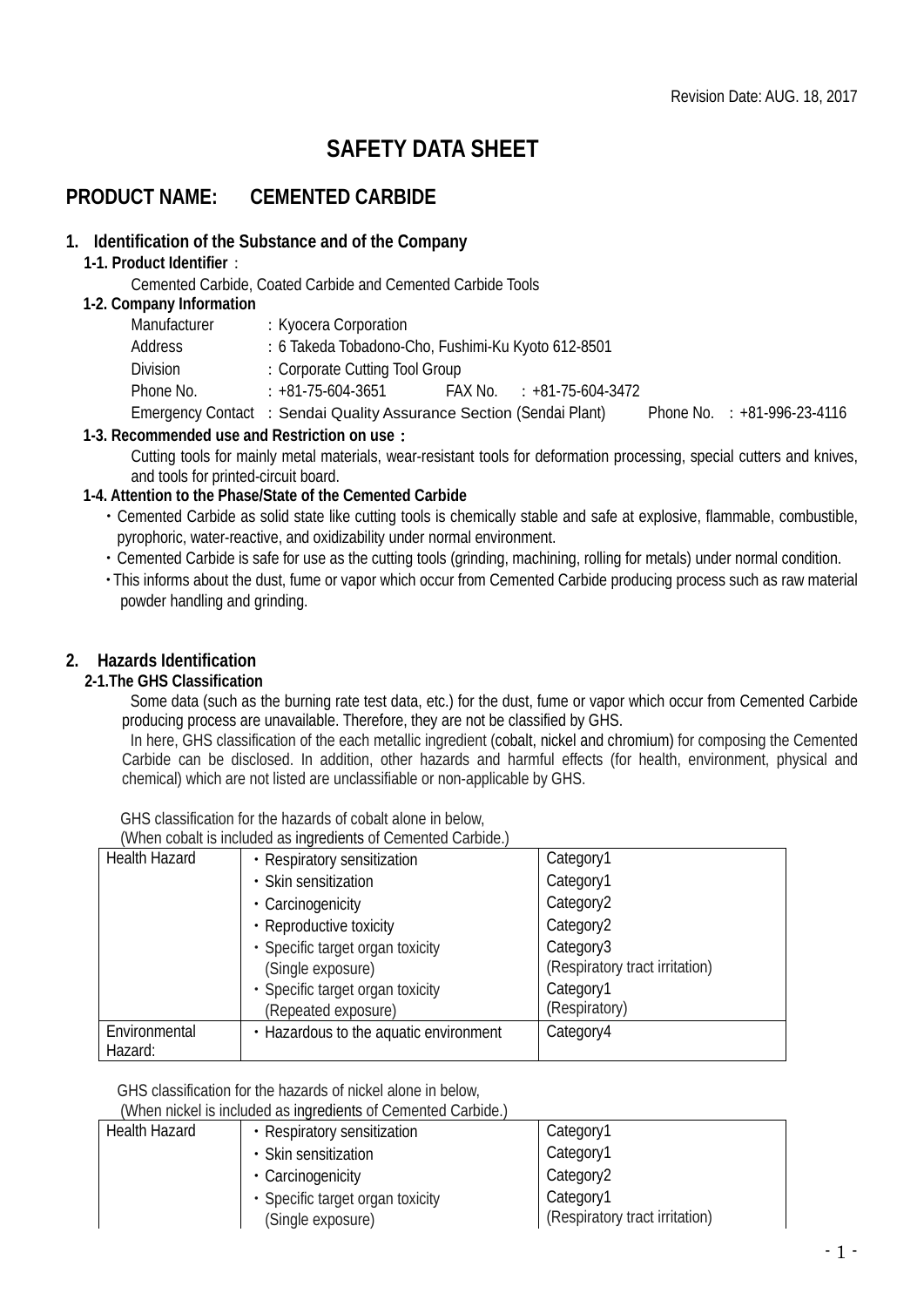Revision Date: AUG. 18, 2017

# SAFETY DATA SHEET

## PRODUCT NAME: CEMENTED CARBIDE

### 1. Identification of the Substance and of the Company

**1-1. Product Identifier** :

Cemented Carbide, Coated Carbide and Cemented Carbide Tools

**1-2. Company Information**

| | |
|---|---|
| Manufacturer | : Kyocera Corporation |
| Address | : 6 Takeda Tobadono-Cho, Fushimi-Ku Kyoto 612-8501 |
| Division | : Corporate Cutting Tool Group |
| Phone No. | : +81-75-604-3651　　FAX No.　: +81-75-604-3472 |
| Emergency Contact | : Sendai Quality Assurance Section (Sendai Plant)　　Phone No.　: +81-996-23-4116 |

**1-3. Recommended use and Restriction on use** :

Cutting tools for mainly metal materials, wear-resistant tools for deformation processing, special cutters and knives, and tools for printed-circuit board.

**1-4. Attention to the Phase/State of the Cemented Carbide**

- Cemented Carbide as solid state like cutting tools is chemically stable and safe at explosive, flammable, combustible, pyrophoric, water-reactive, and oxidizability under normal environment.
- Cemented Carbide is safe for use as the cutting tools (grinding, machining, rolling for metals) under normal condition.
- This informs about the dust, fume or vapor which occur from Cemented Carbide producing process such as raw material powder handling and grinding.

### 2. Hazards Identification

**2-1.The GHS Classification**

Some data (such as the burning rate test data, etc.) for the dust, fume or vapor which occur from Cemented Carbide producing process are unavailable. Therefore, they are not be classified by GHS.

In here, GHS classification of the each metallic ingredient (cobalt, nickel and chromium) for composing the Cemented Carbide can be disclosed. In addition, other hazards and harmful effects (for health, environment, physical and chemical) which are not listed are unclassifiable or non-applicable by GHS.

GHS classification for the hazards of cobalt alone in below,
(When cobalt is included as ingredients of Cemented Carbide.)

| | | |
|---|---|---|
| Health Hazard | ・Respiratory sensitization | Category1 |
| | ・Skin sensitization | Category1 |
| | ・Carcinogenicity | Category2 |
| | ・Reproductive toxicity | Category2 |
| | ・Specific target organ toxicity (Single exposure) | Category3 (Respiratory tract irritation) |
| | ・Specific target organ toxicity (Repeated exposure) | Category1 (Respiratory) |
| Environmental Hazard: | ・Hazardous to the aquatic environment | Category4 |

GHS classification for the hazards of nickel alone in below,
(When nickel is included as ingredients of Cemented Carbide.)

| | | |
|---|---|---|
| Health Hazard | ・Respiratory sensitization | Category1 |
| | ・Skin sensitization | Category1 |
| | ・Carcinogenicity | Category2 |
| | ・Specific target organ toxicity (Single exposure) | Category1 (Respiratory tract irritation) |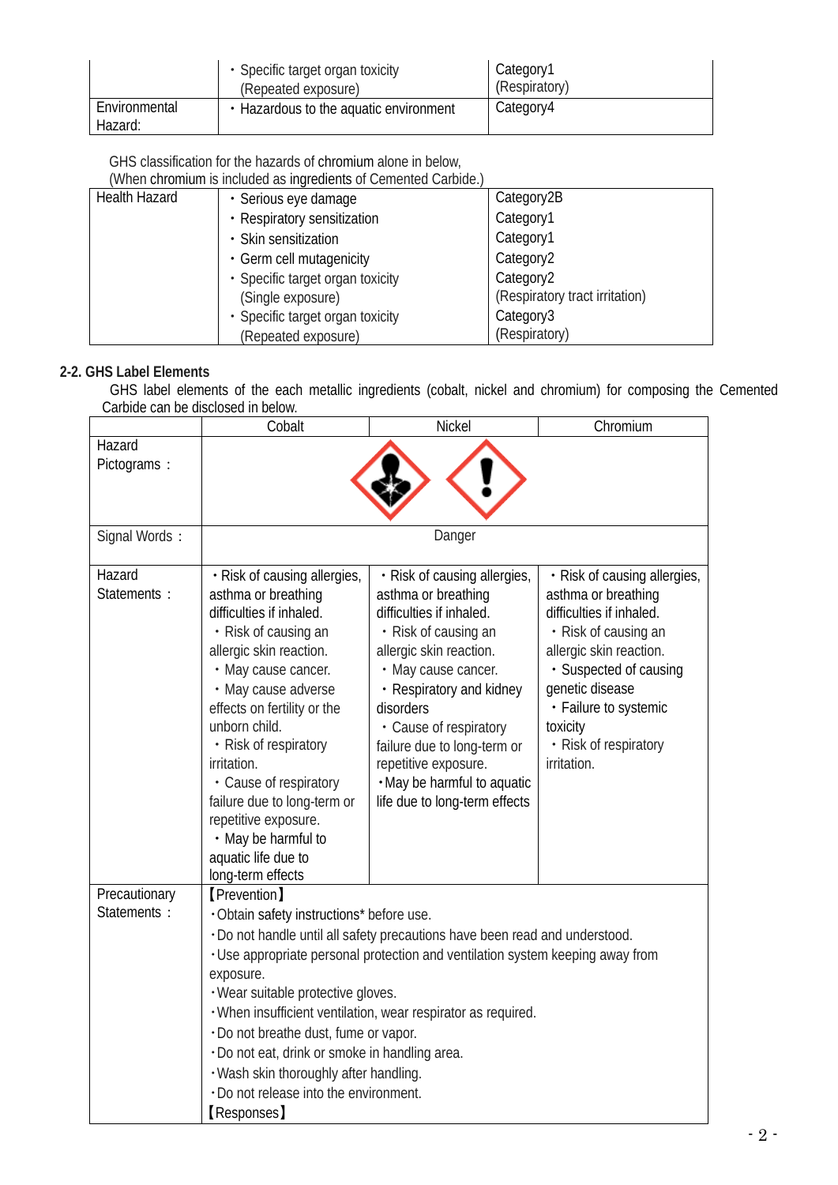| | | |
|---|---|---|
| | ・Specific target organ toxicity (Repeated exposure) | Category1 (Respiratory) |
| Environmental Hazard: | ・Hazardous to the aquatic environment | Category4 |

GHS classification for the hazards of chromium alone in below,
(When chromium is included as ingredients of Cemented Carbide.)

| | | |
|---|---|---|
| Health Hazard | ・Serious eye damage | Category2B |
| | ・Respiratory sensitization | Category1 |
| | ・Skin sensitization | Category1 |
| | ・Germ cell mutagenicity | Category2 |
| | ・Specific target organ toxicity (Single exposure) | Category2 (Respiratory tract irritation) |
| | ・Specific target organ toxicity (Repeated exposure) | Category3 (Respiratory) |

### 2-2. GHS Label Elements

GHS label elements of the each metallic ingredients (cobalt, nickel and chromium) for composing the Cemented Carbide can be disclosed in below.

| | Cobalt | Nickel | Chromium |
|---|---|---|---|
| Hazard Pictograms： | | | |
| Signal Words： | Danger | | |
| Hazard Statements： | ・Risk of causing allergies, asthma or breathing difficulties if inhaled.<br>・Risk of causing an allergic skin reaction.<br>・May cause cancer.<br>・May cause adverse effects on fertility or the unborn child.<br>・Risk of respiratory irritation.<br>・Cause of respiratory failure due to long-term or repetitive exposure.<br>・May be harmful to aquatic life due to long-term effects | ・Risk of causing allergies, asthma or breathing difficulties if inhaled.<br>・Risk of causing an allergic skin reaction.<br>・May cause cancer.<br>・Respiratory and kidney disorders<br>・Cause of respiratory failure due to long-term or repetitive exposure.<br>・May be harmful to aquatic life due to long-term effects | ・Risk of causing allergies, asthma or breathing difficulties if inhaled.<br>・Risk of causing an allergic skin reaction.<br>・Suspected of causing genetic disease<br>・Failure to systemic toxicity<br>・Risk of respiratory irritation. |
| Precautionary Statements： | 【Prevention】<br>・Obtain safety instructions* before use.<br>・Do not handle until all safety precautions have been read and understood.<br>・Use appropriate personal protection and ventilation system keeping away from exposure.<br>・Wear suitable protective gloves.<br>・When insufficient ventilation, wear respirator as required.<br>・Do not breathe dust, fume or vapor.<br>・Do not eat, drink or smoke in handling area.<br>・Wash skin thoroughly after handling.<br>・Do not release into the environment.<br>【Responses】 | | |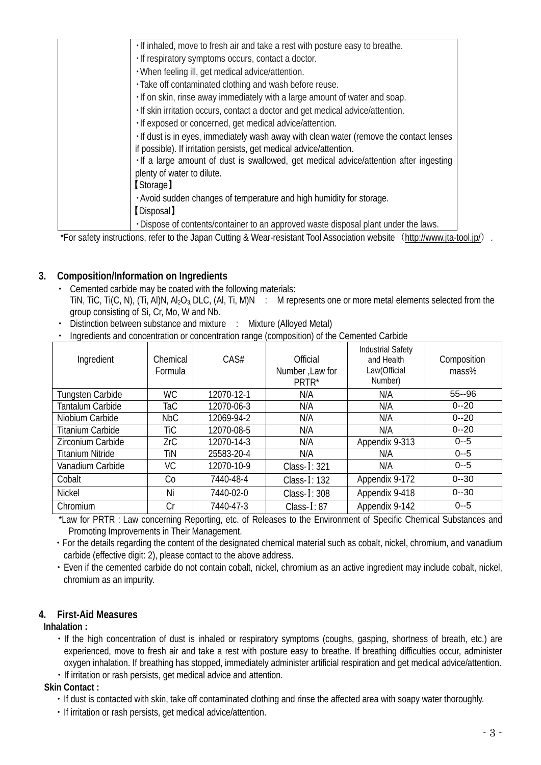| | |
|---|---|
| | ・If inhaled, move to fresh air and take a rest with posture easy to breathe.<br>・If respiratory symptoms occurs, contact a doctor.<br>・When feeling ill, get medical advice/attention.<br>・Take off contaminated clothing and wash before reuse.<br>・If on skin, rinse away immediately with a large amount of water and soap.<br>・If skin irritation occurs, contact a doctor and get medical advice/attention.<br>・If exposed or concerned, get medical advice/attention.<br>・If dust is in eyes, immediately wash away with clean water (remove the contact lenses if possible). If irritation persists, get medical advice/attention.<br>・If a large amount of dust is swallowed, get medical advice/attention after ingesting plenty of water to dilute.<br>【Storage】<br>・Avoid sudden changes of temperature and high humidity for storage.<br>【Disposal】<br>・Dispose of contents/container to an approved waste disposal plant under the laws. |

*For safety instructions, refer to the Japan Cutting & Wear-resistant Tool Association website （http://www.jta-tool.jp/） .

## 3. Composition/Information on Ingredients

- Cemented carbide may be coated with the following materials:
  TiN, TiC, Ti(C, N), (Ti, Al)N, $Al_2O_3$, DLC, (Al, Ti, M)N　:　M represents one or more metal elements selected from the group consisting of Si, Cr, Mo, W and Nb.
- Distinction between substance and mixture　:　Mixture (Alloyed Metal)
- Ingredients and concentration or concentration range (composition) of the Cemented Carbide

| Ingredient | Chemical Formula | CAS# | Official Number ,Law for PRTR* | Industrial Safety and Health Law(Official Number) | Composition mass% |
|---|---|---|---|---|---|
| Tungsten Carbide | WC | 12070-12-1 | N/A | N/A | 55--96 |
| Tantalum Carbide | TaC | 12070-06-3 | N/A | N/A | 0--20 |
| Niobium Carbide | NbC | 12069-94-2 | N/A | N/A | 0--20 |
| Titanium Carbide | TiC | 12070-08-5 | N/A | N/A | 0--20 |
| Zirconium Carbide | ZrC | 12070-14-3 | N/A | Appendix 9-313 | 0--5 |
| Titanium Nitride | TiN | 25583-20-4 | N/A | N/A | 0--5 |
| Vanadium Carbide | VC | 12070-10-9 | Class-Ⅰ: 321 | N/A | 0--5 |
| Cobalt | Co | 7440-48-4 | Class-Ⅰ: 132 | Appendix 9-172 | 0--30 |
| Nickel | Ni | 7440-02-0 | Class-Ⅰ: 308 | Appendix 9-418 | 0--30 |
| Chromium | Cr | 7440-47-3 | Class-Ⅰ: 87 | Appendix 9-142 | 0--5 |

*Law for PRTR : Law concerning Reporting, etc. of Releases to the Environment of Specific Chemical Substances and Promoting Improvements in Their Management.

・For the details regarding the content of the designated chemical material such as cobalt, nickel, chromium, and vanadium carbide (effective digit: 2), please contact to the above address.

・Even if the cemented carbide do not contain cobalt, nickel, chromium as an active ingredient may include cobalt, nickel, chromium as an impurity.

## 4. First-Aid Measures

**Inhalation :**

・If the high concentration of dust is inhaled or respiratory symptoms (coughs, gasping, shortness of breath, etc.) are experienced, move to fresh air and take a rest with posture easy to breathe. If breathing difficulties occur, administer oxygen inhalation. If breathing has stopped, immediately administer artificial respiration and get medical advice/attention.

・If irritation or rash persists, get medical advice and attention.

**Skin Contact :**

・If dust is contacted with skin, take off contaminated clothing and rinse the affected area with soapy water thoroughly.

・If irritation or rash persists, get medical advice/attention.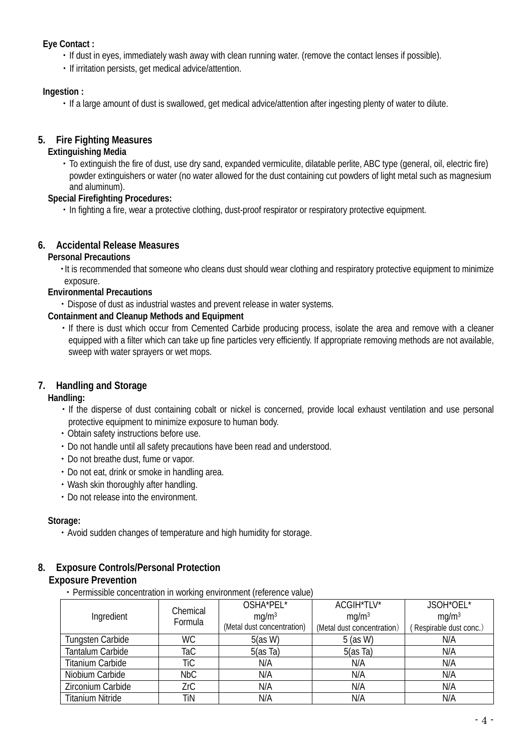**Eye Contact :**

- If dust in eyes, immediately wash away with clean running water. (remove the contact lenses if possible).
- If irritation persists, get medical advice/attention.

**Ingestion :**

- If a large amount of dust is swallowed, get medical advice/attention after ingesting plenty of water to dilute.

## 5. Fire Fighting Measures

**Extinguishing Media**

- To extinguish the fire of dust, use dry sand, expanded vermiculite, dilatable perlite, ABC type (general, oil, electric fire) powder extinguishers or water (no water allowed for the dust containing cut powders of light metal such as magnesium and aluminum).

**Special Firefighting Procedures:**

- In fighting a fire, wear a protective clothing, dust-proof respirator or respiratory protective equipment.

## 6. Accidental Release Measures

**Personal Precautions**

- It is recommended that someone who cleans dust should wear clothing and respiratory protective equipment to minimize exposure.

**Environmental Precautions**

- Dispose of dust as industrial wastes and prevent release in water systems.

**Containment and Cleanup Methods and Equipment**

- If there is dust which occur from Cemented Carbide producing process, isolate the area and remove with a cleaner equipped with a filter which can take up fine particles very efficiently. If appropriate removing methods are not available, sweep with water sprayers or wet mops.

## 7. Handling and Storage

**Handling:**

- If the disperse of dust containing cobalt or nickel is concerned, provide local exhaust ventilation and use personal protective equipment to minimize exposure to human body.
- Obtain safety instructions before use.
- Do not handle until all safety precautions have been read and understood.
- Do not breathe dust, fume or vapor.
- Do not eat, drink or smoke in handling area.
- Wash skin thoroughly after handling.
- Do not release into the environment.

**Storage:**

- Avoid sudden changes of temperature and high humidity for storage.

## 8. Exposure Controls/Personal Protection

**Exposure Prevention**

- Permissible concentration in working environment (reference value)

| Ingredient | Chemical Formula | OSHA*PEL* $mg/m^3$ (Metal dust concentration) | ACGIH*TLV* $mg/m^3$ (Metal dust concentration) | JSOH*OEL* $mg/m^3$ ( Respirable dust conc.) |
|---|---|---|---|---|
| Tungsten Carbide | WC | 5(as W) | 5 (as W) | N/A |
| Tantalum Carbide | TaC | 5(as Ta) | 5(as Ta) | N/A |
| Titanium Carbide | TiC | N/A | N/A | N/A |
| Niobium Carbide | NbC | N/A | N/A | N/A |
| Zirconium Carbide | ZrC | N/A | N/A | N/A |
| Titanium Nitride | TiN | N/A | N/A | N/A |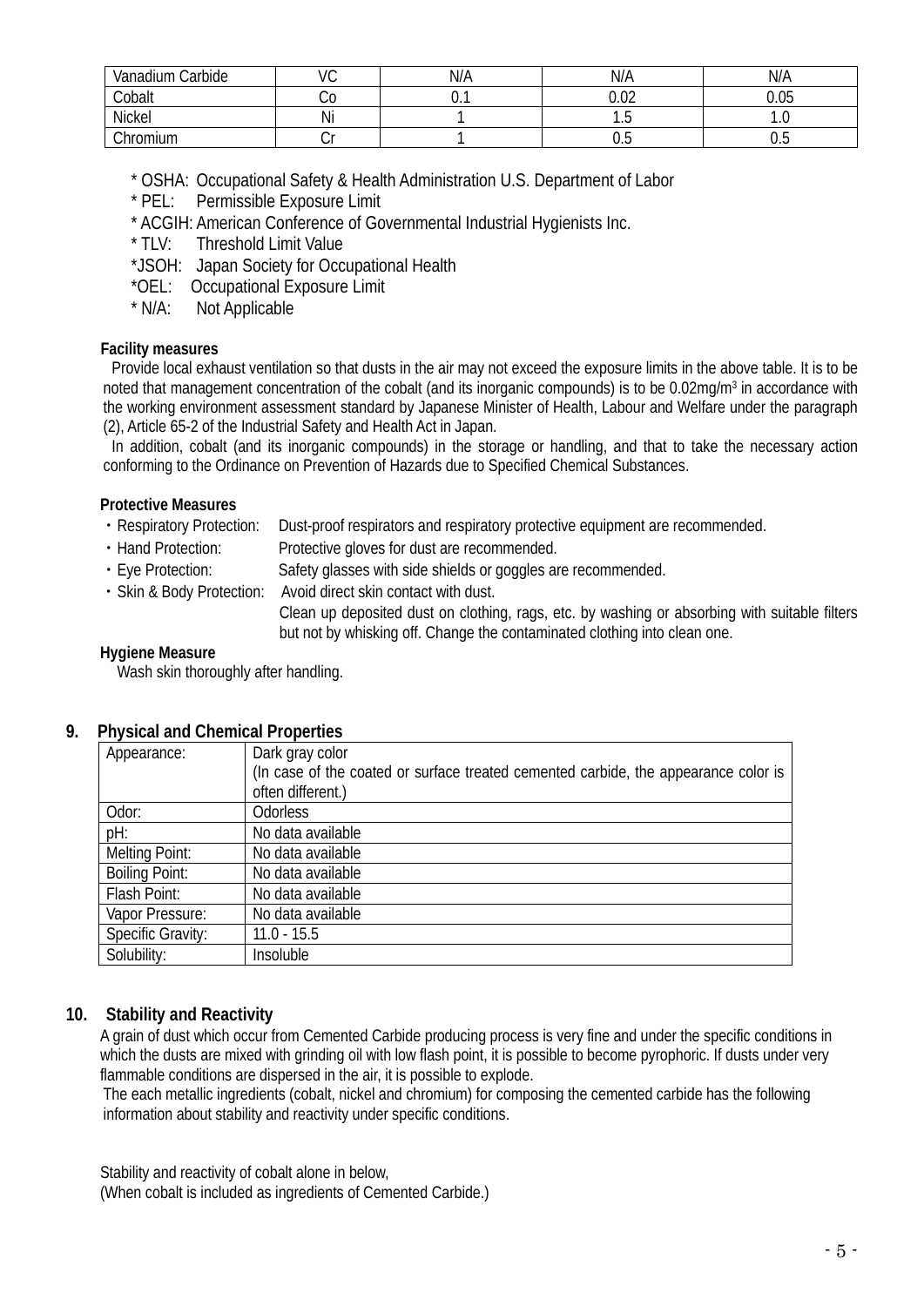| Vanadium Carbide | VC | N/A | N/A | N/A |
|---|---|---|---|---|
| Cobalt | Co | 0.1 | 0.02 | 0.05 |
| Nickel | Ni | 1 | 1.5 | 1.0 |
| Chromium | Cr | 1 | 0.5 | 0.5 |

* OSHA: Occupational Safety & Health Administration U.S. Department of Labor
* PEL: Permissible Exposure Limit
* ACGIH: American Conference of Governmental Industrial Hygienists Inc.
* TLV: Threshold Limit Value
*JSOH: Japan Society for Occupational Health
*OEL: Occupational Exposure Limit
* N/A: Not Applicable

**Facility measures**

Provide local exhaust ventilation so that dusts in the air may not exceed the exposure limits in the above table. It is to be noted that management concentration of the cobalt (and its inorganic compounds) is to be 0.02mg/m$^3$ in accordance with the working environment assessment standard by Japanese Minister of Health, Labour and Welfare under the paragraph (2), Article 65-2 of the Industrial Safety and Health Act in Japan.

In addition, cobalt (and its inorganic compounds) in the storage or handling, and that to take the necessary action conforming to the Ordinance on Prevention of Hazards due to Specified Chemical Substances.

**Protective Measures**

・Respiratory Protection: Dust-proof respirators and respiratory protective equipment are recommended.
・Hand Protection: Protective gloves for dust are recommended.
・Eye Protection: Safety glasses with side shields or goggles are recommended.
・Skin & Body Protection: Avoid direct skin contact with dust.
Clean up deposited dust on clothing, rags, etc. by washing or absorbing with suitable filters but not by whisking off. Change the contaminated clothing into clean one.

**Hygiene Measure**

Wash skin thoroughly after handling.

## 9. Physical and Chemical Properties

| Appearance: | Dark gray color<br>(In case of the coated or surface treated cemented carbide, the appearance color is often different.) |
|---|---|
| Odor: | Odorless |
| pH: | No data available |
| Melting Point: | No data available |
| Boiling Point: | No data available |
| Flash Point: | No data available |
| Vapor Pressure: | No data available |
| Specific Gravity: | 11.0 - 15.5 |
| Solubility: | Insoluble |

## 10. Stability and Reactivity

A grain of dust which occur from Cemented Carbide producing process is very fine and under the specific conditions in which the dusts are mixed with grinding oil with low flash point, it is possible to become pyrophoric. If dusts under very flammable conditions are dispersed in the air, it is possible to explode.

The each metallic ingredients (cobalt, nickel and chromium) for composing the cemented carbide has the following information about stability and reactivity under specific conditions.

Stability and reactivity of cobalt alone in below,
(When cobalt is included as ingredients of Cemented Carbide.)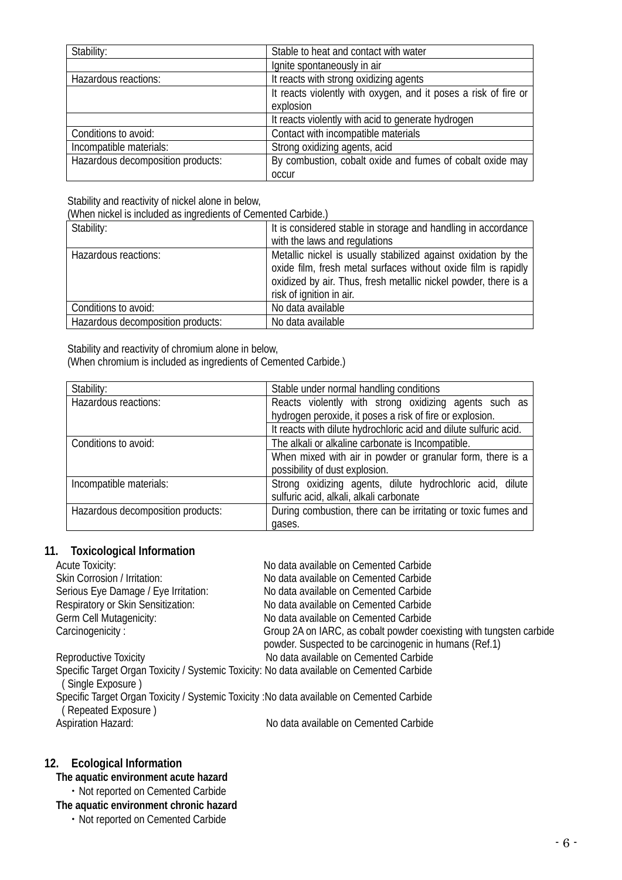| Stability: | Stable to heat and contact with water |
| --- | --- |
| | Ignite spontaneously in air |
| Hazardous reactions: | It reacts with strong oxidizing agents |
| | It reacts violently with oxygen, and it poses a risk of fire or explosion |
| | It reacts violently with acid to generate hydrogen |
| Conditions to avoid: | Contact with incompatible materials |
| Incompatible materials: | Strong oxidizing agents, acid |
| Hazardous decomposition products: | By combustion, cobalt oxide and fumes of cobalt oxide may occur |

Stability and reactivity of nickel alone in below,
(When nickel is included as ingredients of Cemented Carbide.)

| Stability: | It is considered stable in storage and handling in accordance with the laws and regulations |
| --- | --- |
| Hazardous reactions: | Metallic nickel is usually stabilized against oxidation by the oxide film, fresh metal surfaces without oxide film is rapidly oxidized by air. Thus, fresh metallic nickel powder, there is a risk of ignition in air. |
| Conditions to avoid: | No data available |
| Hazardous decomposition products: | No data available |

Stability and reactivity of chromium alone in below,
(When chromium is included as ingredients of Cemented Carbide.)

| Stability: | Stable under normal handling conditions |
| --- | --- |
| Hazardous reactions: | Reacts violently with strong oxidizing agents such as hydrogen peroxide, it poses a risk of fire or explosion. |
| | It reacts with dilute hydrochloric acid and dilute sulfuric acid. |
| Conditions to avoid: | The alkali or alkaline carbonate is Incompatible. |
| | When mixed with air in powder or granular form, there is a possibility of dust explosion. |
| Incompatible materials: | Strong oxidizing agents, dilute hydrochloric acid, dilute sulfuric acid, alkali, alkali carbonate |
| Hazardous decomposition products: | During combustion, there can be irritating or toxic fumes and gases. |

## 11. Toxicological Information

Acute Toxicity: No data available on Cemented Carbide
Skin Corrosion / Irritation: No data available on Cemented Carbide
Serious Eye Damage / Eye Irritation: No data available on Cemented Carbide
Respiratory or Skin Sensitization: No data available on Cemented Carbide
Germ Cell Mutagenicity: No data available on Cemented Carbide
Carcinogenicity : Group 2A on IARC, as cobalt powder coexisting with tungsten carbide powder. Suspected to be carcinogenic in humans (Ref.1)
Reproductive Toxicity No data available on Cemented Carbide
Specific Target Organ Toxicity / Systemic Toxicity: No data available on Cemented Carbide
( Single Exposure )
Specific Target Organ Toxicity / Systemic Toxicity :No data available on Cemented Carbide
( Repeated Exposure )
Aspiration Hazard: No data available on Cemented Carbide

## 12. Ecological Information

**The aquatic environment acute hazard**

・Not reported on Cemented Carbide

**The aquatic environment chronic hazard**

・Not reported on Cemented Carbide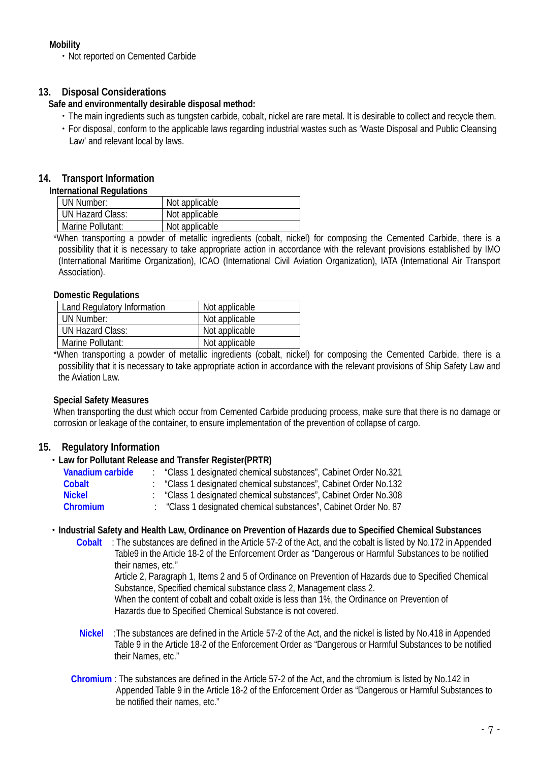**Mobility**

・Not reported on Cemented Carbide

## 13. Disposal Considerations

**Safe and environmentally desirable disposal method:**

・The main ingredients such as tungsten carbide, cobalt, nickel are rare metal. It is desirable to collect and recycle them.

・For disposal, conform to the applicable laws regarding industrial wastes such as 'Waste Disposal and Public Cleansing Law' and relevant local by laws.

## 14. Transport Information

**International Regulations**

| UN Number: | Not applicable |
|---|---|
| UN Hazard Class: | Not applicable |
| Marine Pollutant: | Not applicable |

*When transporting a powder of metallic ingredients (cobalt, nickel) for composing the Cemented Carbide, there is a possibility that it is necessary to take appropriate action in accordance with the relevant provisions established by IMO (International Maritime Organization), ICAO (International Civil Aviation Organization), IATA (International Air Transport Association).

**Domestic Regulations**

| Land Regulatory Information | Not applicable |
|---|---|
| UN Number: | Not applicable |
| UN Hazard Class: | Not applicable |
| Marine Pollutant: | Not applicable |

*When transporting a powder of metallic ingredients (cobalt, nickel) for composing the Cemented Carbide, there is a possibility that it is necessary to take appropriate action in accordance with the relevant provisions of Ship Safety Law and the Aviation Law.

**Special Safety Measures**

When transporting the dust which occur from Cemented Carbide producing process, make sure that there is no damage or corrosion or leakage of the container, to ensure implementation of the prevention of collapse of cargo.

## 15. Regulatory Information

**・Law for Pollutant Release and Transfer Register(PRTR)**

**Vanadium carbide** : "Class 1 designated chemical substances", Cabinet Order No.321
**Cobalt** : "Class 1 designated chemical substances", Cabinet Order No.132
**Nickel** : "Class 1 designated chemical substances", Cabinet Order No.308
**Chromium** : "Class 1 designated chemical substances", Cabinet Order No. 87

**・Industrial Safety and Health Law, Ordinance on Prevention of Hazards due to Specified Chemical Substances**

**Cobalt** : The substances are defined in the Article 57-2 of the Act, and the cobalt is listed by No.172 in Appended Table9 in the Article 18-2 of the Enforcement Order as "Dangerous or Harmful Substances to be notified their names, etc."
Article 2, Paragraph 1, Items 2 and 5 of Ordinance on Prevention of Hazards due to Specified Chemical Substance, Specified chemical substance class 2, Management class 2.
When the content of cobalt and cobalt oxide is less than 1%, the Ordinance on Prevention of Hazards due to Specified Chemical Substance is not covered.

**Nickel** :The substances are defined in the Article 57-2 of the Act, and the nickel is listed by No.418 in Appended Table 9 in the Article 18-2 of the Enforcement Order as "Dangerous or Harmful Substances to be notified their Names, etc."

**Chromium** : The substances are defined in the Article 57-2 of the Act, and the chromium is listed by No.142 in Appended Table 9 in the Article 18-2 of the Enforcement Order as "Dangerous or Harmful Substances to be notified their names, etc."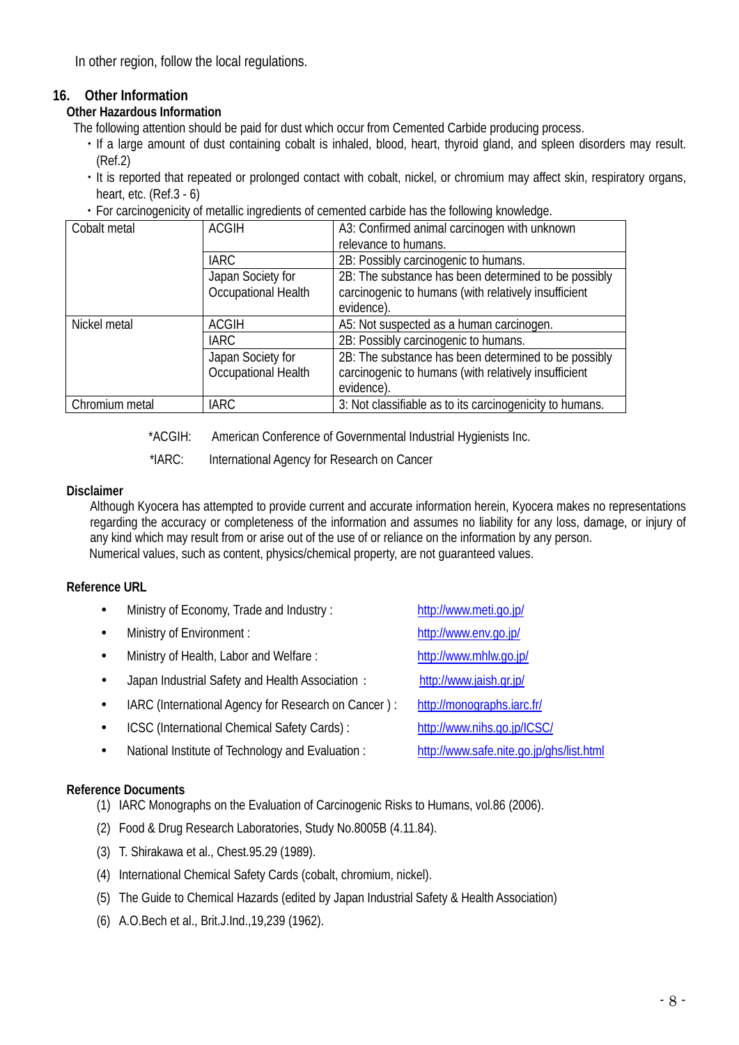In other region, follow the local regulations.

## 16. Other Information

### Other Hazardous Information

The following attention should be paid for dust which occur from Cemented Carbide producing process.

- If a large amount of dust containing cobalt is inhaled, blood, heart, thyroid gland, and spleen disorders may result. (Ref.2)
- It is reported that repeated or prolonged contact with cobalt, nickel, or chromium may affect skin, respiratory organs, heart, etc. (Ref.3 - 6)
- For carcinogenicity of metallic ingredients of cemented carbide has the following knowledge.

| | | |
|---|---|---|
| Cobalt metal | ACGIH | A3: Confirmed animal carcinogen with unknown relevance to humans. |
| | IARC | 2B: Possibly carcinogenic to humans. |
| | Japan Society for Occupational Health | 2B: The substance has been determined to be possibly carcinogenic to humans (with relatively insufficient evidence). |
| Nickel metal | ACGIH | A5: Not suspected as a human carcinogen. |
| | IARC | 2B: Possibly carcinogenic to humans. |
| | Japan Society for Occupational Health | 2B: The substance has been determined to be possibly carcinogenic to humans (with relatively insufficient evidence). |
| Chromium metal | IARC | 3: Not classifiable as to its carcinogenicity to humans. |

*ACGIH: American Conference of Governmental Industrial Hygienists Inc.

*IARC: International Agency for Research on Cancer

### Disclaimer

Although Kyocera has attempted to provide current and accurate information herein, Kyocera makes no representations regarding the accuracy or completeness of the information and assumes no liability for any loss, damage, or injury of any kind which may result from or arise out of the use of or reliance on the information by any person.
Numerical values, such as content, physics/chemical property, are not guaranteed values.

### Reference URL

- Ministry of Economy, Trade and Industry : http://www.meti.go.jp/
- Ministry of Environment : http://www.env.go.jp/
- Ministry of Health, Labor and Welfare : http://www.mhlw.go.jp/
- Japan Industrial Safety and Health Association : http://www.jaish.gr.jp/
- IARC (International Agency for Research on Cancer ) : http://monographs.iarc.fr/
- ICSC (International Chemical Safety Cards) : http://www.nihs.go.jp/ICSC/
- National Institute of Technology and Evaluation : http://www.safe.nite.go.jp/ghs/list.html

### Reference Documents

(1) IARC Monographs on the Evaluation of Carcinogenic Risks to Humans, vol.86 (2006).

(2) Food & Drug Research Laboratories, Study No.8005B (4.11.84).

(3) T. Shirakawa et al., Chest.95.29 (1989).

(4) International Chemical Safety Cards (cobalt, chromium, nickel).

(5) The Guide to Chemical Hazards (edited by Japan Industrial Safety & Health Association)

(6) A.O.Bech et al., Brit.J.Ind.,19,239 (1962).